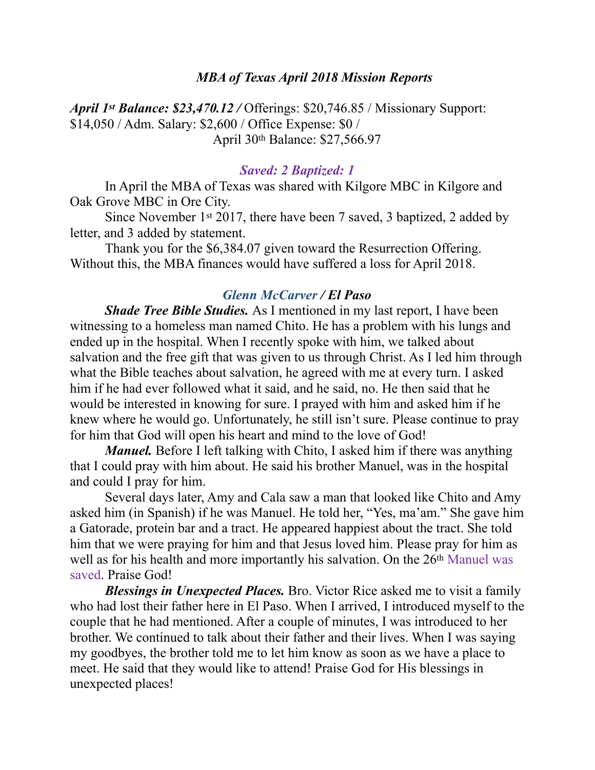## *MBA of Texas April 2018 Mission Reports*

***April 1st Balance: $23,470.12 /*** Offerings: $20,746.85 / Missionary Support: $14,050 / Adm. Salary: $2,600 / Office Expense: $0 /
April 30th Balance: $27,566.97

### *Saved: 2 Baptized: 1*

In April the MBA of Texas was shared with Kilgore MBC in Kilgore and Oak Grove MBC in Ore City.

Since November 1st 2017, there have been 7 saved, 3 baptized, 2 added by letter, and 3 added by statement.

Thank you for the $6,384.07 given toward the Resurrection Offering. Without this, the MBA finances would have suffered a loss for April 2018.

### *Glenn McCarver / El Paso*

***Shade Tree Bible Studies.*** As I mentioned in my last report, I have been witnessing to a homeless man named Chito. He has a problem with his lungs and ended up in the hospital. When I recently spoke with him, we talked about salvation and the free gift that was given to us through Christ. As I led him through what the Bible teaches about salvation, he agreed with me at every turn. I asked him if he had ever followed what it said, and he said, no. He then said that he would be interested in knowing for sure. I prayed with him and asked him if he knew where he would go. Unfortunately, he still isn't sure. Please continue to pray for him that God will open his heart and mind to the love of God!

***Manuel.*** Before I left talking with Chito, I asked him if there was anything that I could pray with him about. He said his brother Manuel, was in the hospital and could I pray for him.

Several days later, Amy and Cala saw a man that looked like Chito and Amy asked him (in Spanish) if he was Manuel. He told her, "Yes, ma'am." She gave him a Gatorade, protein bar and a tract. He appeared happiest about the tract. She told him that we were praying for him and that Jesus loved him. Please pray for him as well as for his health and more importantly his salvation. On the 26th Manuel was saved. Praise God!

***Blessings in Unexpected Places.*** Bro. Victor Rice asked me to visit a family who had lost their father here in El Paso. When I arrived, I introduced myself to the couple that he had mentioned. After a couple of minutes, I was introduced to her brother. We continued to talk about their father and their lives. When I was saying my goodbyes, the brother told me to let him know as soon as we have a place to meet. He said that they would like to attend! Praise God for His blessings in unexpected places!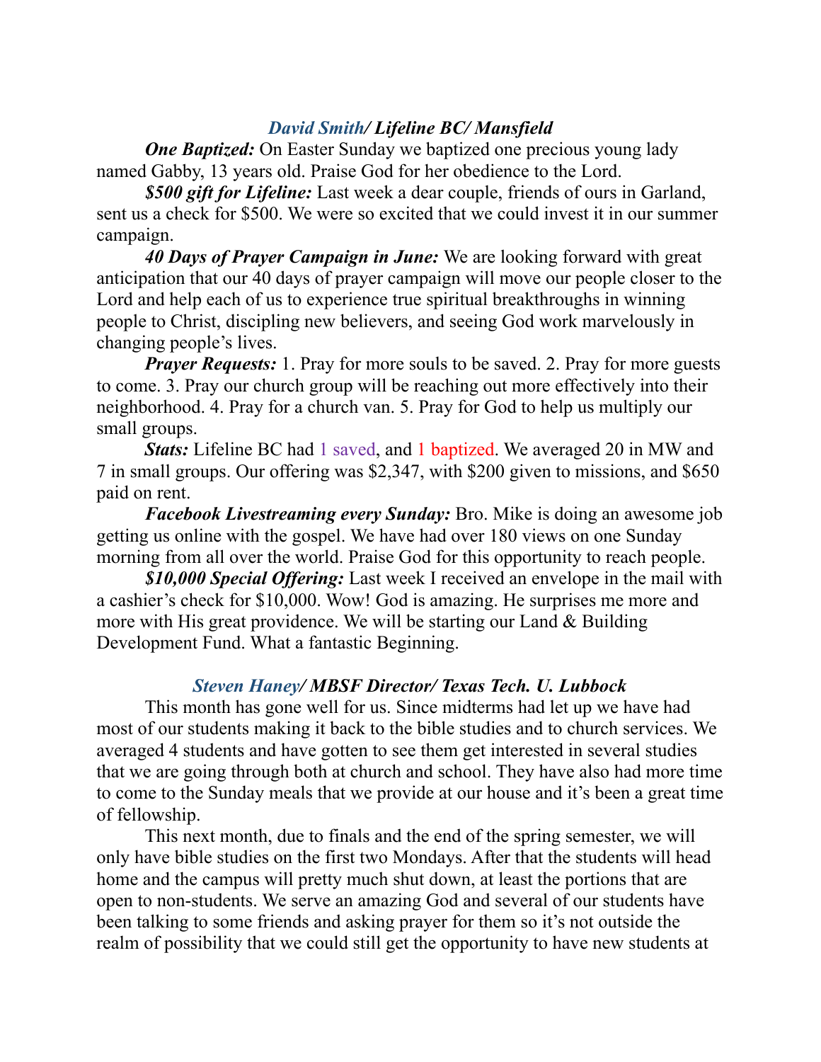### *David Smith/ Lifeline BC/ Mansfield*

***One Baptized:*** On Easter Sunday we baptized one precious young lady named Gabby, 13 years old. Praise God for her obedience to the Lord.

***$500 gift for Lifeline:*** Last week a dear couple, friends of ours in Garland, sent us a check for $500. We were so excited that we could invest it in our summer campaign.

***40 Days of Prayer Campaign in June:*** We are looking forward with great anticipation that our 40 days of prayer campaign will move our people closer to the Lord and help each of us to experience true spiritual breakthroughs in winning people to Christ, discipling new believers, and seeing God work marvelously in changing people's lives.

***Prayer Requests:*** 1. Pray for more souls to be saved. 2. Pray for more guests to come. 3. Pray our church group will be reaching out more effectively into their neighborhood. 4. Pray for a church van. 5. Pray for God to help us multiply our small groups.

***Stats:*** Lifeline BC had 1 saved, and 1 baptized. We averaged 20 in MW and 7 in small groups. Our offering was $2,347, with $200 given to missions, and $650 paid on rent.

***Facebook Livestreaming every Sunday:*** Bro. Mike is doing an awesome job getting us online with the gospel. We have had over 180 views on one Sunday morning from all over the world. Praise God for this opportunity to reach people.

***$10,000 Special Offering:*** Last week I received an envelope in the mail with a cashier's check for $10,000. Wow! God is amazing. He surprises me more and more with His great providence. We will be starting our Land & Building Development Fund. What a fantastic Beginning.

### *Steven Haney/ MBSF Director/ Texas Tech. U. Lubbock*

This month has gone well for us. Since midterms had let up we have had most of our students making it back to the bible studies and to church services. We averaged 4 students and have gotten to see them get interested in several studies that we are going through both at church and school. They have also had more time to come to the Sunday meals that we provide at our house and it's been a great time of fellowship.

This next month, due to finals and the end of the spring semester, we will only have bible studies on the first two Mondays. After that the students will head home and the campus will pretty much shut down, at least the portions that are open to non-students. We serve an amazing God and several of our students have been talking to some friends and asking prayer for them so it's not outside the realm of possibility that we could still get the opportunity to have new students at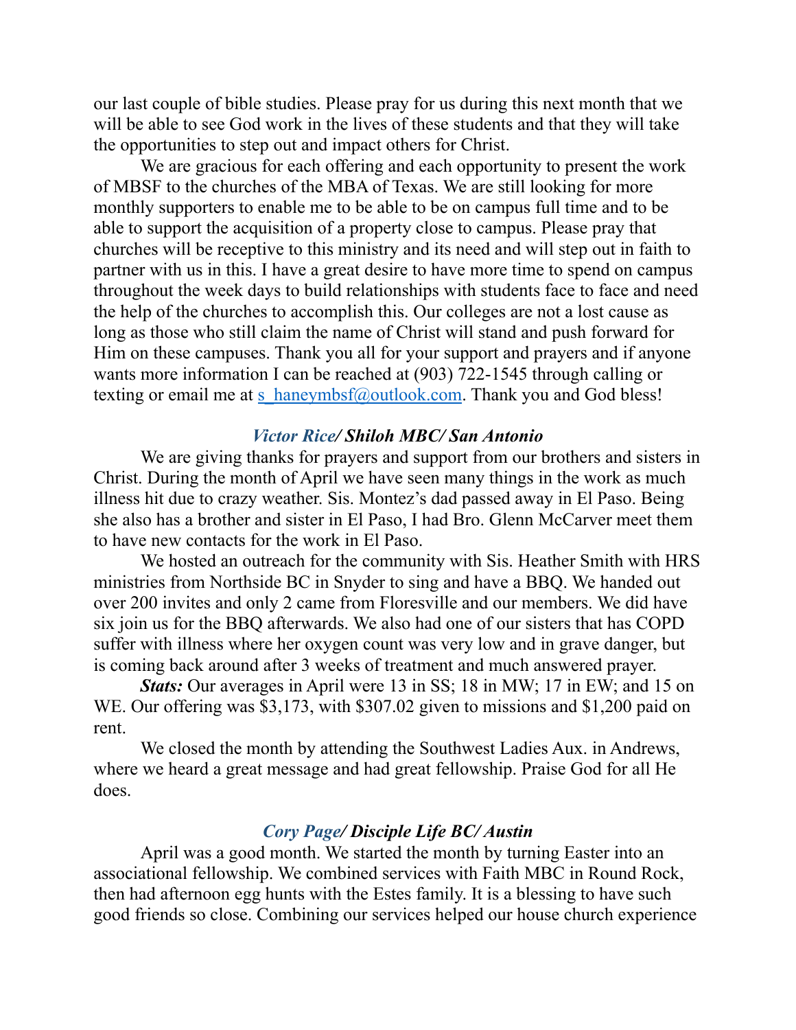our last couple of bible studies. Please pray for us during this next month that we will be able to see God work in the lives of these students and that they will take the opportunities to step out and impact others for Christ.

We are gracious for each offering and each opportunity to present the work of MBSF to the churches of the MBA of Texas. We are still looking for more monthly supporters to enable me to be able to be on campus full time and to be able to support the acquisition of a property close to campus. Please pray that churches will be receptive to this ministry and its need and will step out in faith to partner with us in this. I have a great desire to have more time to spend on campus throughout the week days to build relationships with students face to face and need the help of the churches to accomplish this. Our colleges are not a lost cause as long as those who still claim the name of Christ will stand and push forward for Him on these campuses. Thank you all for your support and prayers and if anyone wants more information I can be reached at (903) 722-1545 through calling or texting or email me at s_haneymbsf@outlook.com. Thank you and God bless!

### *Victor Rice/* ***Shiloh MBC/ San Antonio***

We are giving thanks for prayers and support from our brothers and sisters in Christ. During the month of April we have seen many things in the work as much illness hit due to crazy weather. Sis. Montez's dad passed away in El Paso. Being she also has a brother and sister in El Paso, I had Bro. Glenn McCarver meet them to have new contacts for the work in El Paso.

We hosted an outreach for the community with Sis. Heather Smith with HRS ministries from Northside BC in Snyder to sing and have a BBQ. We handed out over 200 invites and only 2 came from Floresville and our members. We did have six join us for the BBQ afterwards. We also had one of our sisters that has COPD suffer with illness where her oxygen count was very low and in grave danger, but is coming back around after 3 weeks of treatment and much answered prayer.

***Stats:*** Our averages in April were 13 in SS; 18 in MW; 17 in EW; and 15 on WE. Our offering was $3,173, with $307.02 given to missions and $1,200 paid on rent.

We closed the month by attending the Southwest Ladies Aux. in Andrews, where we heard a great message and had great fellowship. Praise God for all He does.

### *Cory Page/* ***Disciple Life BC/ Austin***

April was a good month. We started the month by turning Easter into an associational fellowship. We combined services with Faith MBC in Round Rock, then had afternoon egg hunts with the Estes family. It is a blessing to have such good friends so close. Combining our services helped our house church experience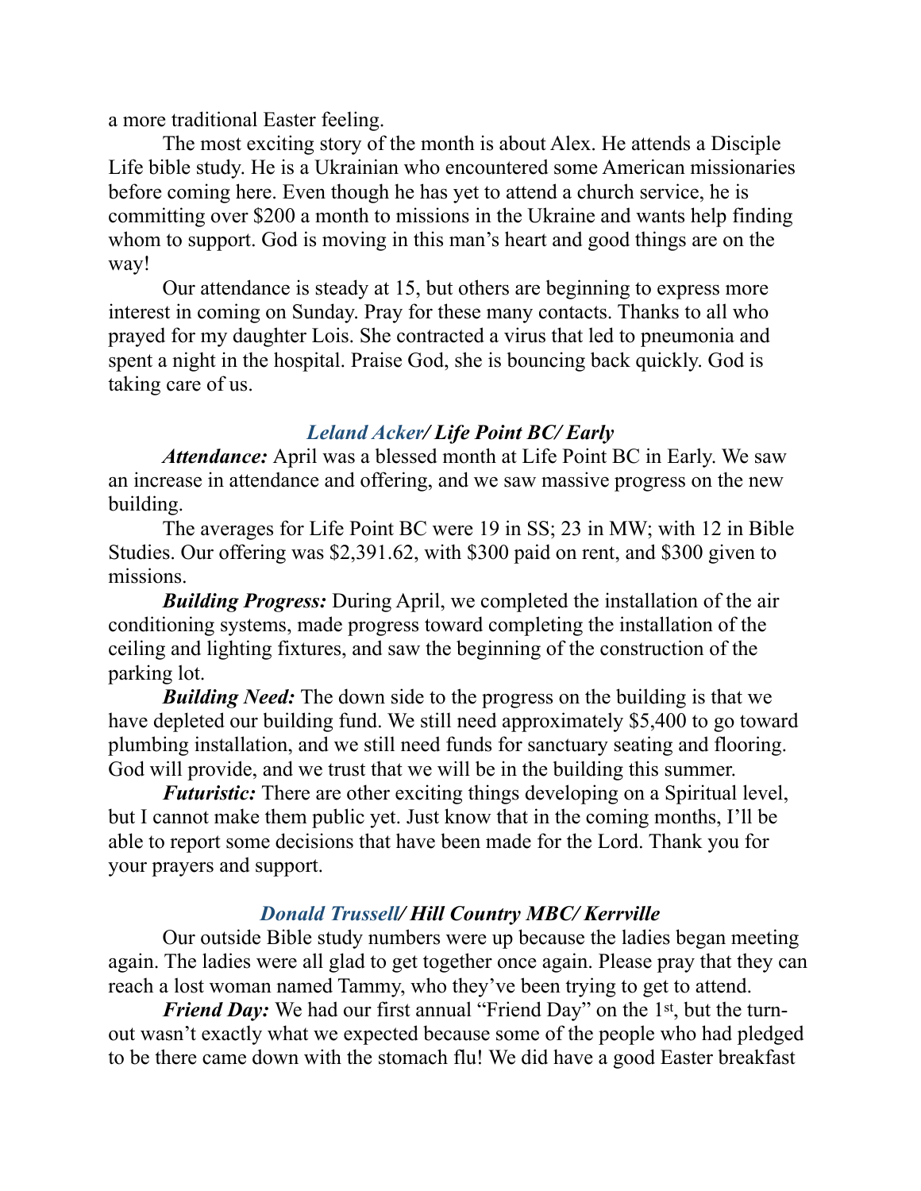a more traditional Easter feeling.

The most exciting story of the month is about Alex. He attends a Disciple Life bible study. He is a Ukrainian who encountered some American missionaries before coming here. Even though he has yet to attend a church service, he is committing over $200 a month to missions in the Ukraine and wants help finding whom to support. God is moving in this man's heart and good things are on the way!

Our attendance is steady at 15, but others are beginning to express more interest in coming on Sunday. Pray for these many contacts. Thanks to all who prayed for my daughter Lois. She contracted a virus that led to pneumonia and spent a night in the hospital. Praise God, she is bouncing back quickly. God is taking care of us.

### *Leland Acker/ Life Point BC/ Early*

***Attendance:*** April was a blessed month at Life Point BC in Early. We saw an increase in attendance and offering, and we saw massive progress on the new building.

The averages for Life Point BC were 19 in SS; 23 in MW; with 12 in Bible Studies. Our offering was $2,391.62, with $300 paid on rent, and $300 given to missions.

***Building Progress:*** During April, we completed the installation of the air conditioning systems, made progress toward completing the installation of the ceiling and lighting fixtures, and saw the beginning of the construction of the parking lot.

***Building Need:*** The down side to the progress on the building is that we have depleted our building fund. We still need approximately $5,400 to go toward plumbing installation, and we still need funds for sanctuary seating and flooring. God will provide, and we trust that we will be in the building this summer.

***Futuristic:*** There are other exciting things developing on a Spiritual level, but I cannot make them public yet. Just know that in the coming months, I'll be able to report some decisions that have been made for the Lord. Thank you for your prayers and support.

### *Donald Trussell/ Hill Country MBC/ Kerrville*

Our outside Bible study numbers were up because the ladies began meeting again. The ladies were all glad to get together once again. Please pray that they can reach a lost woman named Tammy, who they've been trying to get to attend.

***Friend Day:*** We had our first annual "Friend Day" on the 1st, but the turn-out wasn't exactly what we expected because some of the people who had pledged to be there came down with the stomach flu! We did have a good Easter breakfast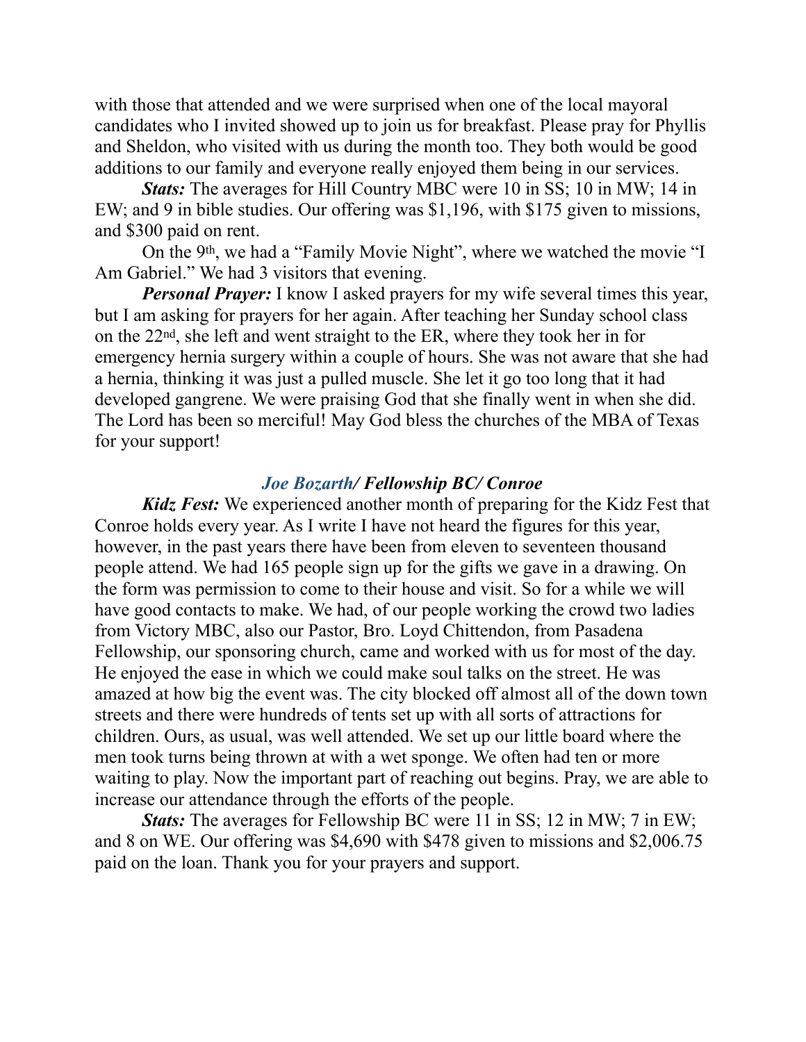with those that attended and we were surprised when one of the local mayoral candidates who I invited showed up to join us for breakfast. Please pray for Phyllis and Sheldon, who visited with us during the month too. They both would be good additions to our family and everyone really enjoyed them being in our services.

***Stats:*** The averages for Hill Country MBC were 10 in SS; 10 in MW; 14 in EW; and 9 in bible studies. Our offering was $1,196, with $175 given to missions, and $300 paid on rent.

On the 9th, we had a "Family Movie Night", where we watched the movie "I Am Gabriel." We had 3 visitors that evening.

***Personal Prayer:*** I know I asked prayers for my wife several times this year, but I am asking for prayers for her again. After teaching her Sunday school class on the 22nd, she left and went straight to the ER, where they took her in for emergency hernia surgery within a couple of hours. She was not aware that she had a hernia, thinking it was just a pulled muscle. She let it go too long that it had developed gangrene. We were praising God that she finally went in when she did. The Lord has been so merciful! May God bless the churches of the MBA of Texas for your support!

### *Joe Bozarth/ Fellowship BC/ Conroe*

***Kidz Fest:*** We experienced another month of preparing for the Kidz Fest that Conroe holds every year. As I write I have not heard the figures for this year, however, in the past years there have been from eleven to seventeen thousand people attend. We had 165 people sign up for the gifts we gave in a drawing. On the form was permission to come to their house and visit. So for a while we will have good contacts to make. We had, of our people working the crowd two ladies from Victory MBC, also our Pastor, Bro. Loyd Chittendon, from Pasadena Fellowship, our sponsoring church, came and worked with us for most of the day. He enjoyed the ease in which we could make soul talks on the street. He was amazed at how big the event was. The city blocked off almost all of the down town streets and there were hundreds of tents set up with all sorts of attractions for children. Ours, as usual, was well attended. We set up our little board where the men took turns being thrown at with a wet sponge. We often had ten or more waiting to play. Now the important part of reaching out begins. Pray, we are able to increase our attendance through the efforts of the people.

***Stats:*** The averages for Fellowship BC were 11 in SS; 12 in MW; 7 in EW; and 8 on WE. Our offering was $4,690 with $478 given to missions and $2,006.75 paid on the loan. Thank you for your prayers and support.